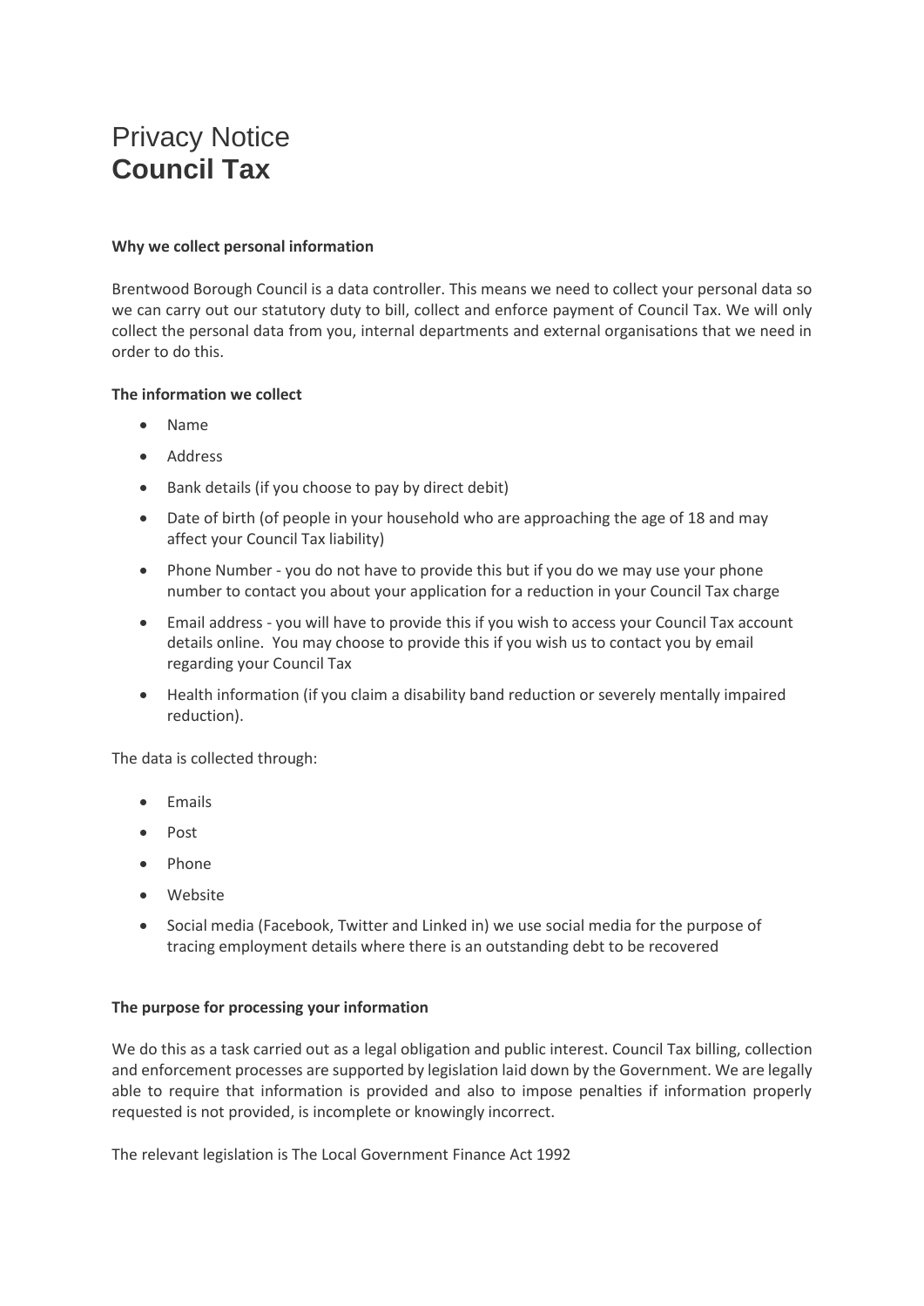# Privacy Notice
# **Council Tax**

### Why we collect personal information

Brentwood Borough Council is a data controller. This means we need to collect your personal data so we can carry out our statutory duty to bill, collect and enforce payment of Council Tax. We will only collect the personal data from you, internal departments and external organisations that we need in order to do this.

### The information we collect

- Name
- Address
- Bank details (if you choose to pay by direct debit)
- Date of birth (of people in your household who are approaching the age of 18 and may affect your Council Tax liability)
- Phone Number - you do not have to provide this but if you do we may use your phone number to contact you about your application for a reduction in your Council Tax charge
- Email address - you will have to provide this if you wish to access your Council Tax account details online. You may choose to provide this if you wish us to contact you by email regarding your Council Tax
- Health information (if you claim a disability band reduction or severely mentally impaired reduction).

The data is collected through:

- Emails
- Post
- Phone
- Website
- Social media (Facebook, Twitter and Linked in) we use social media for the purpose of tracing employment details where there is an outstanding debt to be recovered

### The purpose for processing your information

We do this as a task carried out as a legal obligation and public interest. Council Tax billing, collection and enforcement processes are supported by legislation laid down by the Government. We are legally able to require that information is provided and also to impose penalties if information properly requested is not provided, is incomplete or knowingly incorrect.

The relevant legislation is The Local Government Finance Act 1992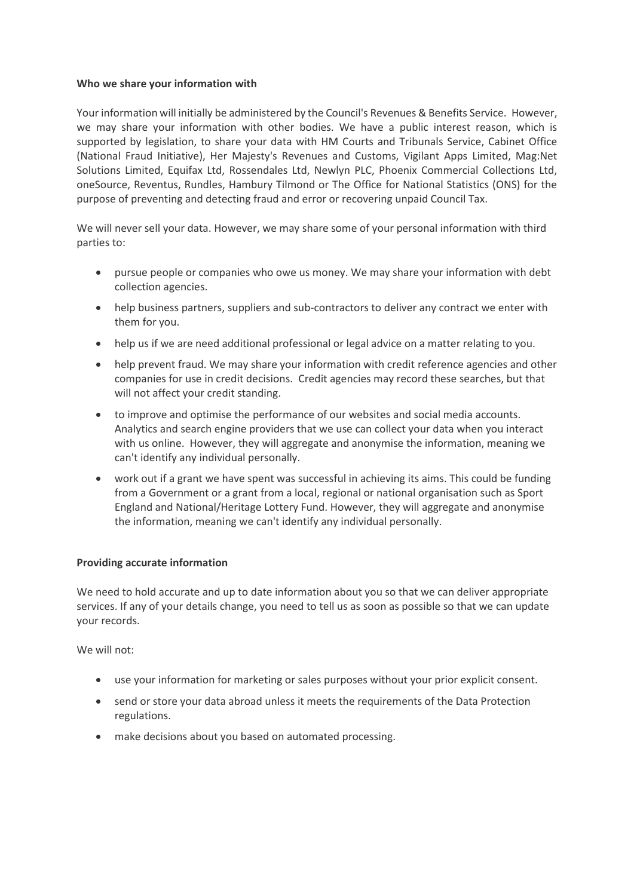**Who we share your information with**

Your information will initially be administered by the Council's Revenues & Benefits Service. However, we may share your information with other bodies. We have a public interest reason, which is supported by legislation, to share your data with HM Courts and Tribunals Service, Cabinet Office (National Fraud Initiative), Her Majesty's Revenues and Customs, Vigilant Apps Limited, Mag:Net Solutions Limited, Equifax Ltd, Rossendales Ltd, Newlyn PLC, Phoenix Commercial Collections Ltd, oneSource, Reventus, Rundles, Hambury Tilmond or The Office for National Statistics (ONS) for the purpose of preventing and detecting fraud and error or recovering unpaid Council Tax.

We will never sell your data. However, we may share some of your personal information with third parties to:

- pursue people or companies who owe us money. We may share your information with debt collection agencies.
- help business partners, suppliers and sub-contractors to deliver any contract we enter with them for you.
- help us if we are need additional professional or legal advice on a matter relating to you.
- help prevent fraud. We may share your information with credit reference agencies and other companies for use in credit decisions. Credit agencies may record these searches, but that will not affect your credit standing.
- to improve and optimise the performance of our websites and social media accounts. Analytics and search engine providers that we use can collect your data when you interact with us online. However, they will aggregate and anonymise the information, meaning we can't identify any individual personally.
- work out if a grant we have spent was successful in achieving its aims. This could be funding from a Government or a grant from a local, regional or national organisation such as Sport England and National/Heritage Lottery Fund. However, they will aggregate and anonymise the information, meaning we can't identify any individual personally.

**Providing accurate information**

We need to hold accurate and up to date information about you so that we can deliver appropriate services. If any of your details change, you need to tell us as soon as possible so that we can update your records.

We will not:

- use your information for marketing or sales purposes without your prior explicit consent.
- send or store your data abroad unless it meets the requirements of the Data Protection regulations.
- make decisions about you based on automated processing.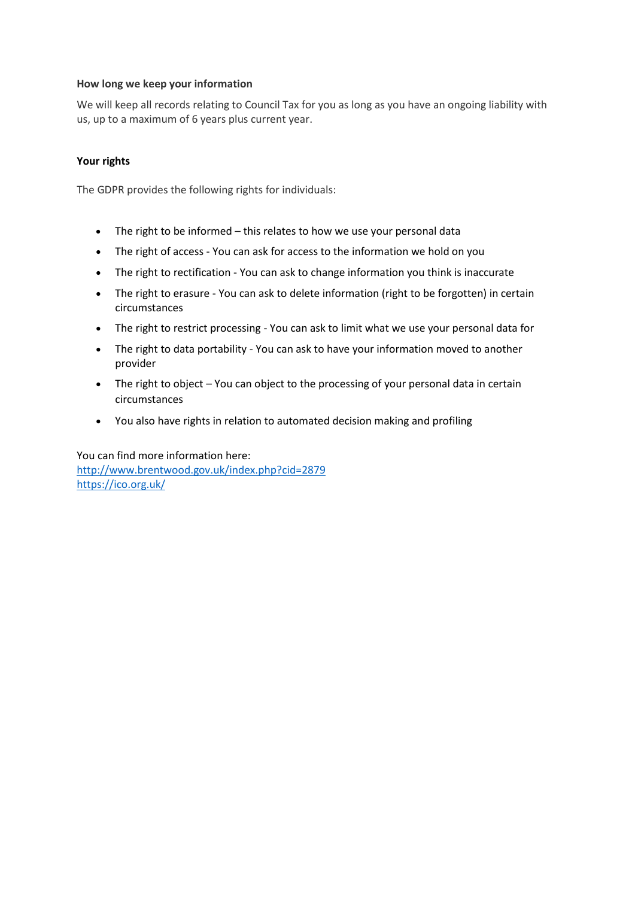**How long we keep your information**

We will keep all records relating to Council Tax for you as long as you have an ongoing liability with us, up to a maximum of 6 years plus current year.

**Your rights**

The GDPR provides the following rights for individuals:

- The right to be informed – this relates to how we use your personal data
- The right of access - You can ask for access to the information we hold on you
- The right to rectification - You can ask to change information you think is inaccurate
- The right to erasure - You can ask to delete information (right to be forgotten) in certain circumstances
- The right to restrict processing - You can ask to limit what we use your personal data for
- The right to data portability - You can ask to have your information moved to another provider
- The right to object – You can object to the processing of your personal data in certain circumstances
- You also have rights in relation to automated decision making and profiling

You can find more information here:
http://www.brentwood.gov.uk/index.php?cid=2879
https://ico.org.uk/